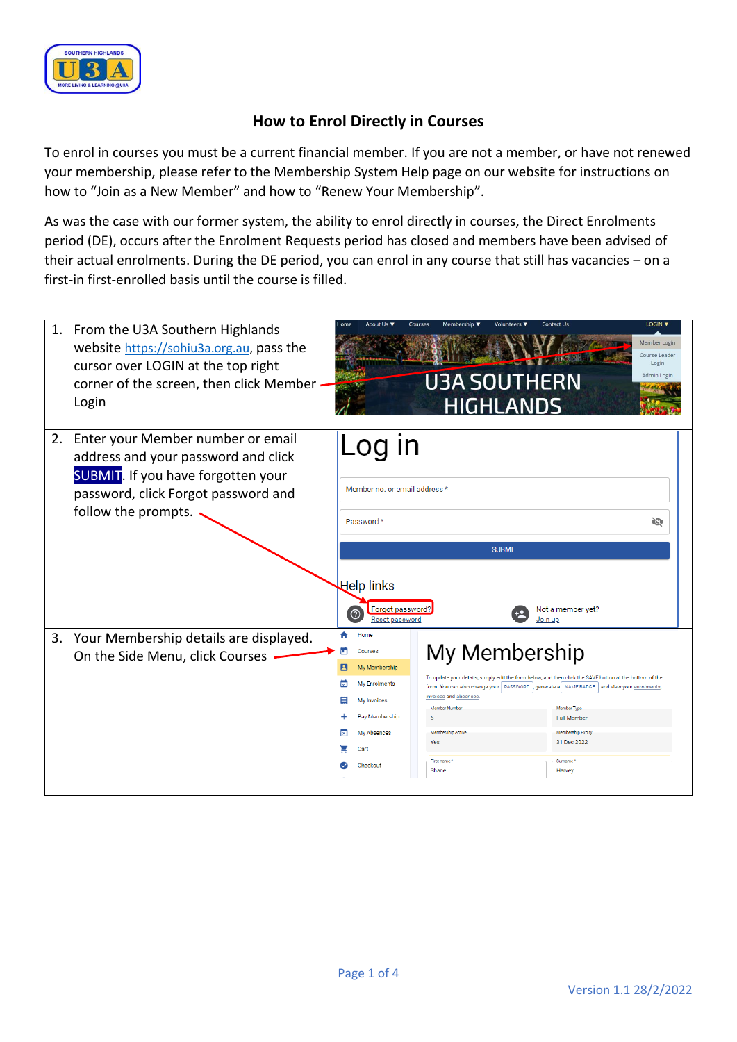# How to Enrol Directly in Courses

To enrol in courses you must be a current financial member. If you are not a member, or have not renewed your membership, please refer to the Membership System Help page on our website for instructions on how to "Join as a New Member" and how to "Renew Your Membership".

As was the case with our former system, the ability to enrol directly in courses, the Direct Enrolments period (DE), occurs after the Enrolment Requests period has closed and members have been advised of their actual enrolments. During the DE period, you can enrol in any course that still has vacancies – on a first-in first-enrolled basis until the course is filled.

1. From the U3A Southern Highlands website https://sohiu3a.org.au, pass the cursor over LOGIN at the top right corner of the screen, then click Member Login
2. Enter your Member number or email address and your password and click SUBMIT. If you have forgotten your password, click Forgot password and follow the prompts.
3. Your Membership details are displayed. On the Side Menu, click Courses

Version 1.1 28/2/2022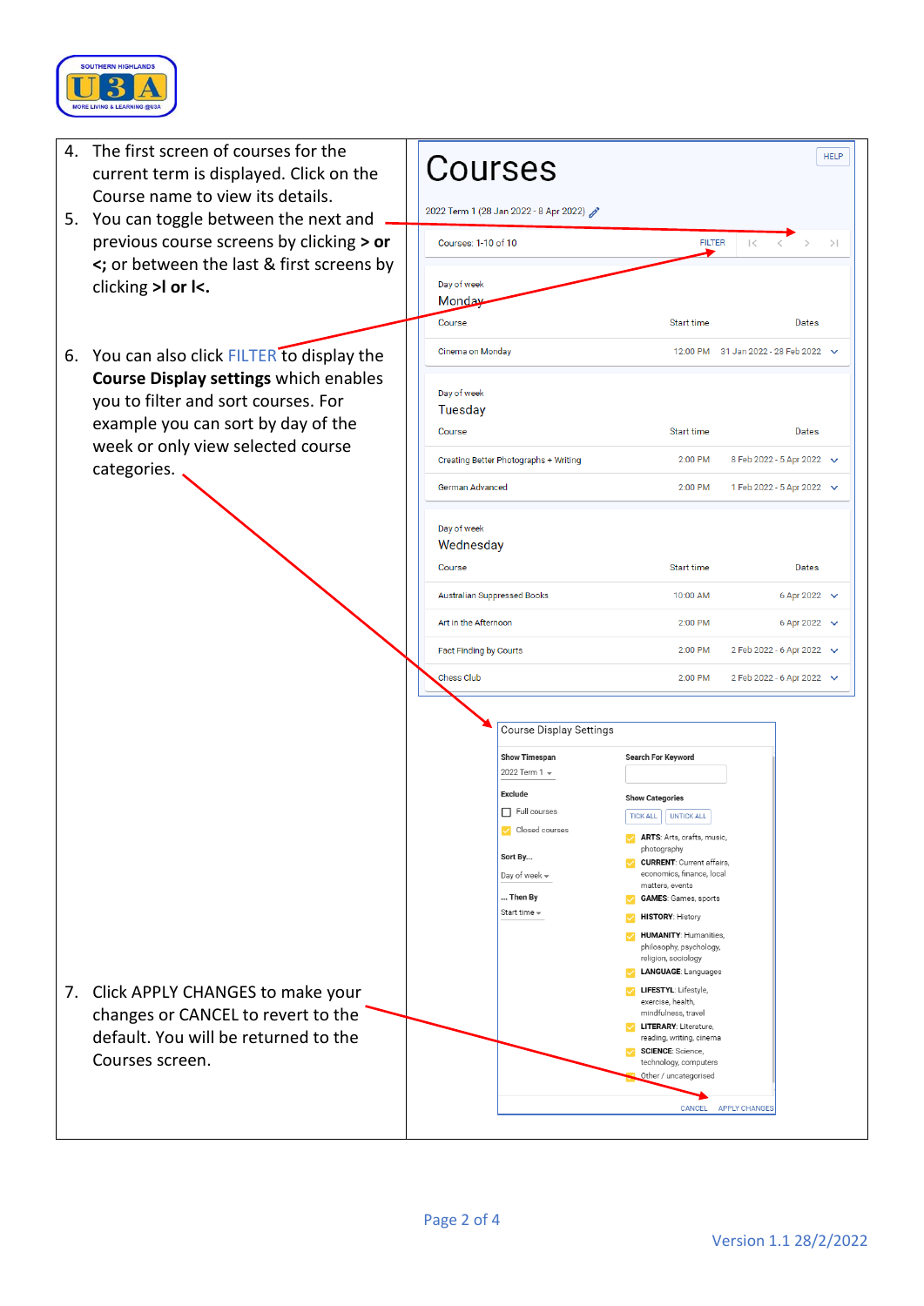4. The first screen of courses for the current term is displayed. Click on the Course name to view its details.
5. You can toggle between the next and previous course screens by clicking **> or <**; or between the last & first screens by clicking **>I or I<.**
6. You can also click FILTER to display the **Course Display settings** which enables you to filter and sort courses. For example you can sort by day of the week or only view selected course categories.
7. Click APPLY CHANGES to make your changes or CANCEL to revert to the default. You will be returned to the Courses screen.

# Courses

HELP

2022 Term 1 (28 Jan 2022 - 8 Apr 2022)

Courses: 1-10 of 10 FILTER I< < > >I

Day of week
Monday

| Course | Start time | Dates |
|---|---|---|
| Cinema on Monday | 12:00 PM | 31 Jan 2022 - 28 Feb 2022 |

Day of week
Tuesday

| Course | Start time | Dates |
|---|---|---|
| Creating Better Photographs + Writing | 2:00 PM | 8 Feb 2022 - 5 Apr 2022 |
| German Advanced | 2:00 PM | 1 Feb 2022 - 5 Apr 2022 |

Day of week
Wednesday

| Course | Start time | Dates |
|---|---|---|
| Australian Suppressed Books | 10:00 AM | 6 Apr 2022 |
| Art in the Afternoon | 2:00 PM | 6 Apr 2022 |
| Fact Finding by Courts | 2:00 PM | 2 Feb 2022 - 6 Apr 2022 |
| Chess Club | 2:00 PM | 2 Feb 2022 - 6 Apr 2022 |

**Course Display Settings**

**Show Timespan**
2022 Term 1

**Exclude**
- [ ] Full courses
- [x] Closed courses

**Sort By...**
Day of week

**... Then By**
Start time

**Search For Keyword**

**Show Categories**
TICK ALL UNTICK ALL

- [x] **ARTS**: Arts, crafts, music, photography
- [x] **CURRENT**: Current affairs, economics, finance, local matters, events
- [x] **GAMES**: Games, sports
- [x] **HISTORY**: History
- [x] **HUMANITY**: Humanities, philosophy, psychology, religion, sociology
- [x] **LANGUAGE**: Languages
- [x] **LIFESTYL**: Lifestyle, exercise, health, mindfulness, travel
- [x] **LITERARY**: Literature, reading, writing, cinema
- [x] **SCIENCE**: Science, technology, computers
- [x] Other / uncategorised

CANCEL APPLY CHANGES

Version 1.1 28/2/2022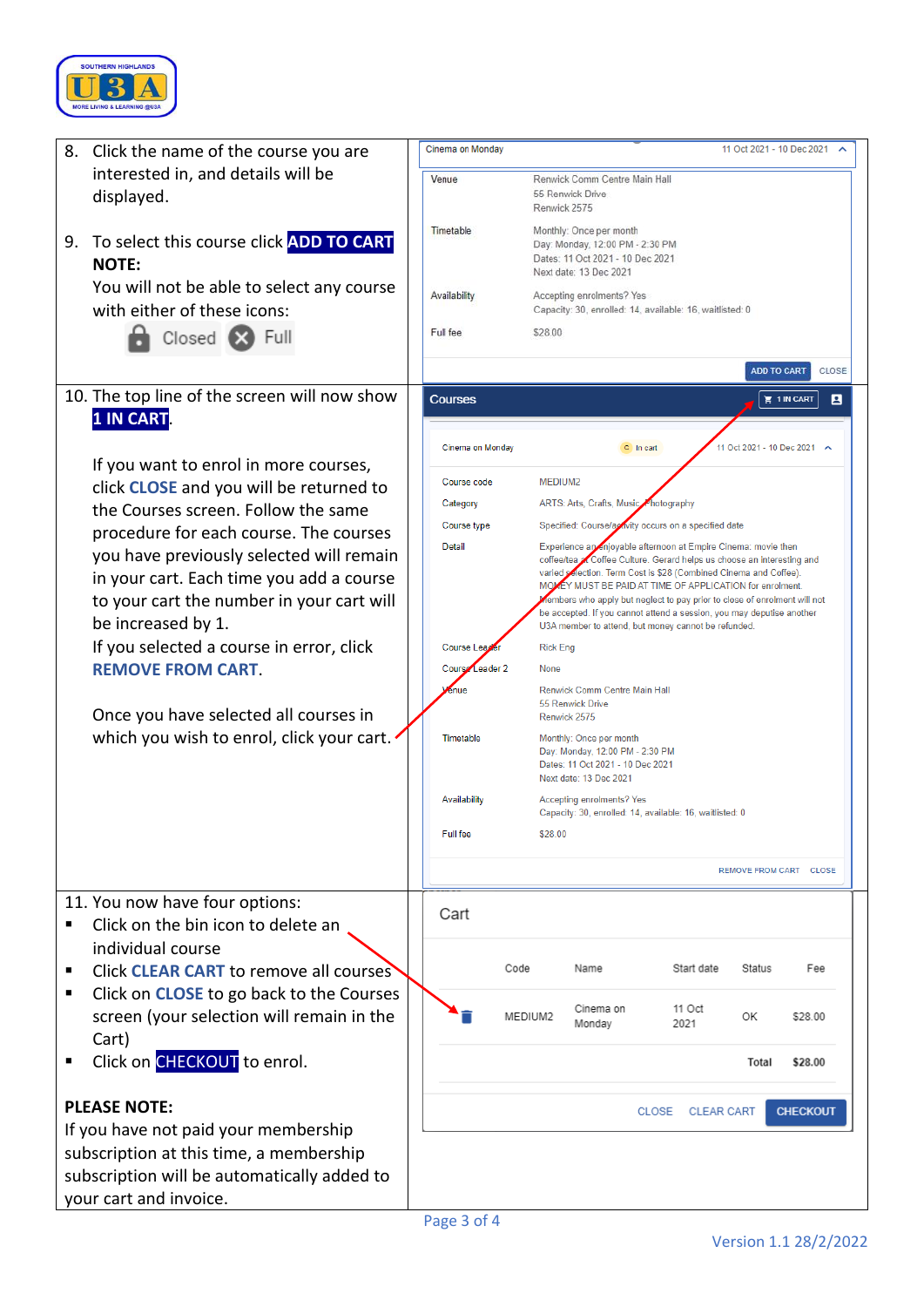8. Click the name of the course you are interested in, and details will be displayed.

9. To select this course click **ADD TO CART**

   **NOTE:**

   You will not be able to select any course with either of these icons: Closed Full

| Cinema on Monday | 11 Oct 2021 - 10 Dec 2021 |
|---|---|
| Venue | Renwick Comm Centre Main Hall<br>55 Renwick Drive<br>Renwick 2575 |
| Timetable | Monthly: Once per month<br>Day: Monday, 12:00 PM - 2:30 PM<br>Dates: 11 Oct 2021 - 10 Dec 2021<br>Next date: 13 Dec 2021 |
| Availability | Accepting enrolments? Yes<br>Capacity: 30, enrolled: 14, available: 16, waitlisted: 0 |
| Full fee | $28.00 |

ADD TO CART CLOSE

10. The top line of the screen will now show **1 IN CART**.

    If you want to enrol in more courses, click **CLOSE** and you will be returned to the Courses screen. Follow the same procedure for each course. The courses you have previously selected will remain in your cart. Each time you add a course to your cart the number in your cart will be increased by 1.

    If you selected a course in error, click **REMOVE FROM CART**.

    Once you have selected all courses in which you wish to enrol, click your cart.

Courses — 1 IN CART

| Cinema on Monday | In cart — 11 Oct 2021 - 10 Dec 2021 |
|---|---|
| Course code | MEDIUM2 |
| Category | ARTS: Arts, Crafts, Music, Photography |
| Course type | Specified: Course/activity occurs on a specified date |
| Detail | Experience an enjoyable afternoon at Empire Cinema: movie then coffee/tea at Coffee Culture. Gerard helps us choose an interesting and varied selection. Term Cost is $28 (Combined Cinema and Coffee). MONEY MUST BE PAID AT TIME OF APPLICATION for enrolment. Members who apply but neglect to pay prior to close of enrolment will not be accepted. If you cannot attend a session, you may deputise another U3A member to attend, but money cannot be refunded. |
| Course Leader | Rick Eng |
| Course Leader 2 | None |
| Venue | Renwick Comm Centre Main Hall<br>55 Renwick Drive<br>Renwick 2575 |
| Timetable | Monthly: Once per month<br>Day: Monday, 12:00 PM - 2:30 PM<br>Dates: 11 Oct 2021 - 10 Dec 2021<br>Next date: 13 Dec 2021 |
| Availability | Accepting enrolments? Yes<br>Capacity: 30, enrolled: 14, available: 16, waitlisted: 0 |
| Full fee | $28.00 |

REMOVE FROM CART CLOSE

11. You now have four options:

- Click on the bin icon to delete an individual course
- Click **CLEAR CART** to remove all courses
- Click on **CLOSE** to go back to the Courses screen (your selection will remain in the Cart)
- Click on **CHECKOUT** to enrol.

**PLEASE NOTE:**

If you have not paid your membership subscription at this time, a membership subscription will be automatically added to your cart and invoice.

Cart

| | Code | Name | Start date | Status | Fee |
|---|---|---|---|---|---|
| (bin) | MEDIUM2 | Cinema on Monday | 11 Oct 2021 | OK | $28.00 |
| | | | | Total | $28.00 |

CLOSE CLEAR CART CHECKOUT

Version 1.1 28/2/2022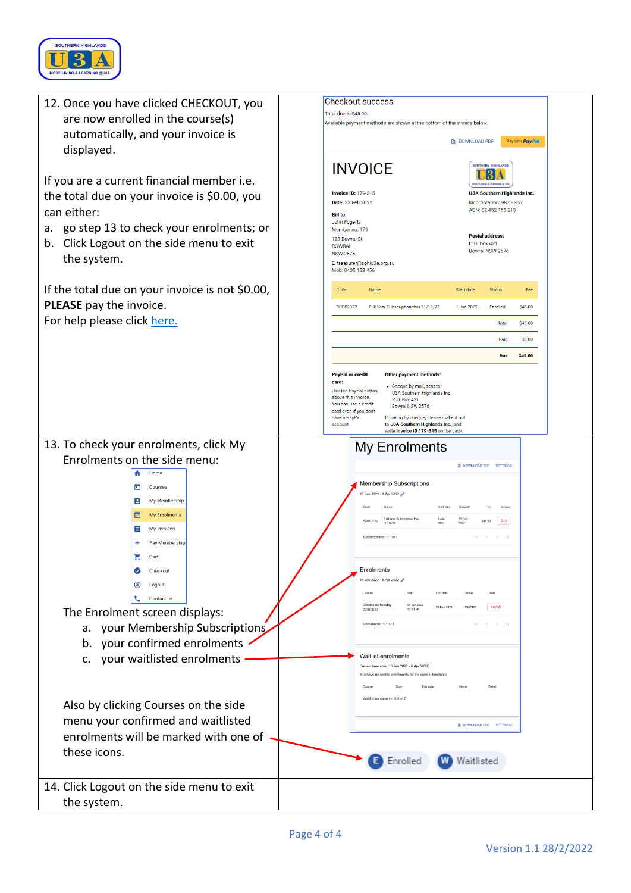| | |
|---|---|
| 12. Once you have clicked CHECKOUT, you are now enrolled in the course(s) automatically, and your invoice is displayed.<br><br>If you are a current financial member i.e. the total due on your invoice is $0.00, you can either:<br>a. go step 13 to check your enrolments; or<br>b. Click Logout on the side menu to exit the system.<br><br>If the total due on your invoice is not $0.00, **PLEASE** pay the invoice.<br>For help please click here. | Checkout success<br>Total due is $45.00.<br>Available payment methods are shown at the bottom of the invoice below.<br>DOWNLOAD PDF · Pay with PayPal<br><br>INVOICE<br>Invoice ID: 179-315<br>Date: 23 Feb 2022<br>Bill to: John Fogerty, Member no: 179, 123 Bowral St, BOWRAL, NSW 2576<br>E: treasurer@sohiu3a.org.au<br>Mob: 0405 123 456<br>U3A Southern Highlands Inc.<br>Incorporation: 987 8806<br>ABN: 82 452 155 213<br>Postal address: P. O. Box 421, Bowral NSW 2576<br><br>Code: SUBS2022 · Name: Full Year Subscription thru 31/12/22 · Start date: 1 Jan 2022 · Status: Enrolled · Fee: $45.00<br>Total $45.00 · Paid $0.00 · Due $45.00<br><br>PayPal or credit card: Use the PayPal button above this invoice. You can use a credit card even if you don't have a PayPal account.<br>Other payment methods:<br>• Cheque by mail, sent to: U3A Southern Highlands Inc., P. O. Box 421, Bowral NSW 2576<br>If paying by cheque, please make it out to U3A Southern Highlands Inc., and write Invoice ID 179-315 on the back. |
| 13. To check your enrolments, click My Enrolments on the side menu:<br>Home · Courses · My Membership · My Enrolments · My Invoices · Pay Membership · Cart · Checkout · Logout · Contact us<br><br>The Enrolment screen displays:<br>a. your Membership Subscriptions<br>b. your confirmed enrolments<br>c. your waitlisted enrolments<br><br>Also by clicking Courses on the side menu your confirmed and waitlisted enrolments will be marked with one of these icons. | My Enrolments<br>DOWNLOAD PDF · SETTINGS<br><br>Membership Subscriptions<br>18 Jan 2022 - 8 Apr 2022<br>Code: SUBS2022 · Name: Full Year Subscription thru 31/12/22 · Start date: 1 Jan 2022 · End date: 31 Dec 2022 · Fee: $45.00 · Invoice: 310<br>Subscriptions: 1-1 of 1<br><br>Enrolments<br>18 Jan 2022 - 8 Apr 2022<br>Course: Cinema on Monday 22ME0E2 · Start: 31 Jan 2022 12.30 PM · End date: 28 Feb 2022 · Venue: EMPIRE · Detail: SHOW<br>Enrolments: 1-1 of 1<br><br>Waitlist enrolments<br>Current timetable (18 Jan 2022 - 8 Apr 2022)<br>You have no waitlist enrolments for the current timetable.<br>Waitlist enrolments: 0-0 of 0<br><br>E Enrolled · W Waitlisted |
| 14. Click Logout on the side menu to exit the system. | |

Version 1.1 28/2/2022